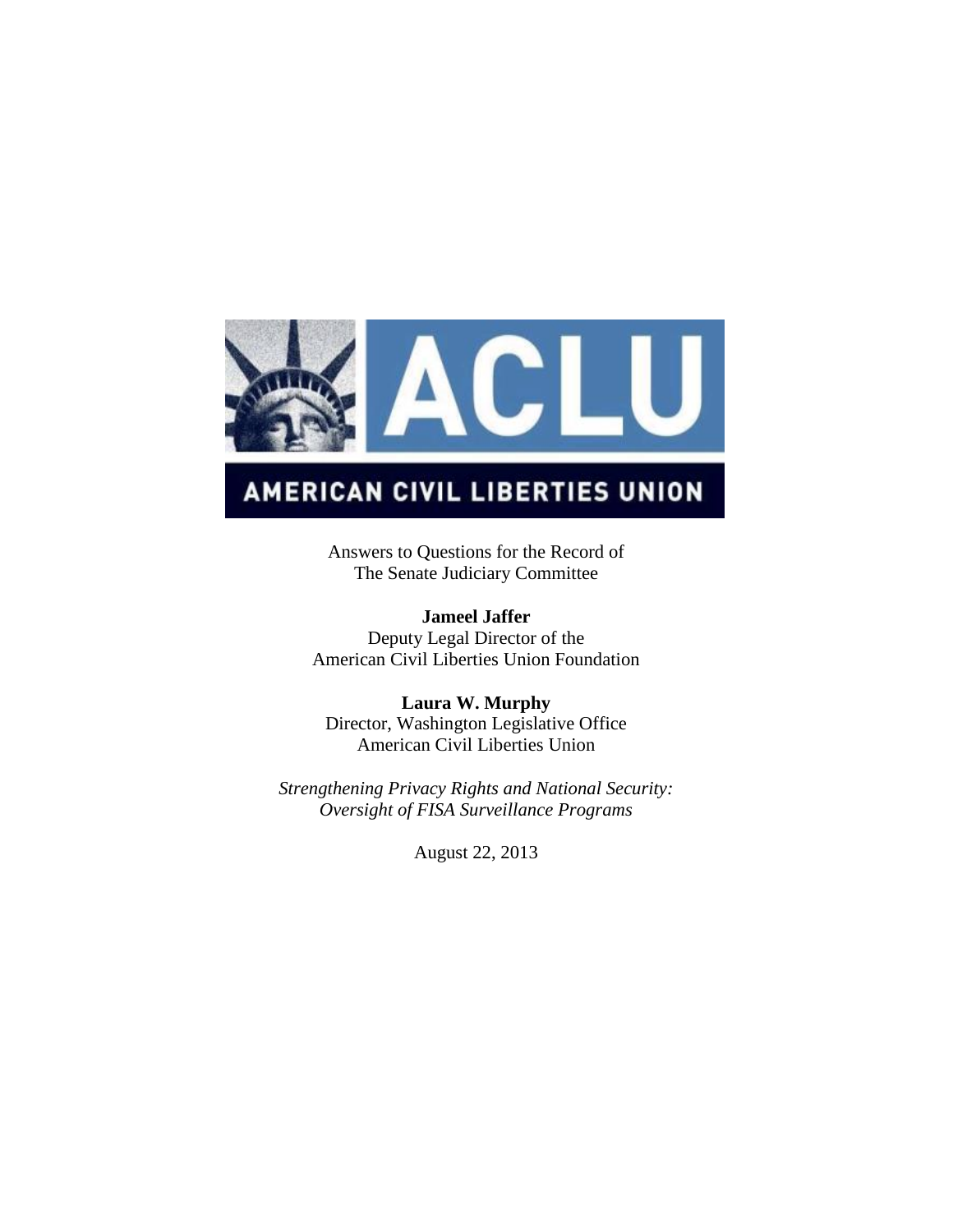AMERICAN CIVIL LIBERTIES UNION

Answers to Questions for the Record of
The Senate Judiciary Committee

**Jameel Jaffer**
Deputy Legal Director of the
American Civil Liberties Union Foundation

**Laura W. Murphy**
Director, Washington Legislative Office
American Civil Liberties Union

*Strengthening Privacy Rights and National Security: Oversight of FISA Surveillance Programs*

August 22, 2013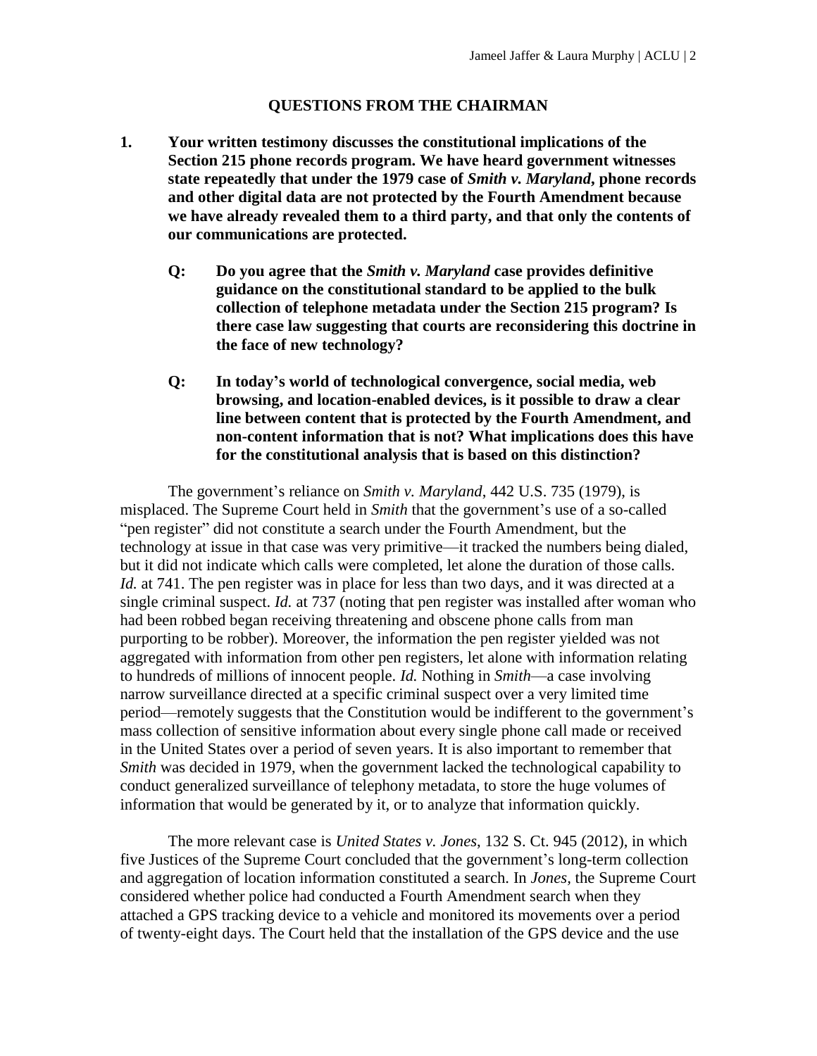## QUESTIONS FROM THE CHAIRMAN

**1. Your written testimony discusses the constitutional implications of the Section 215 phone records program. We have heard government witnesses state repeatedly that under the 1979 case of *Smith v. Maryland*, phone records and other digital data are not protected by the Fourth Amendment because we have already revealed them to a third party, and that only the contents of our communications are protected.**

**Q: Do you agree that the *Smith v. Maryland* case provides definitive guidance on the constitutional standard to be applied to the bulk collection of telephone metadata under the Section 215 program? Is there case law suggesting that courts are reconsidering this doctrine in the face of new technology?**

**Q: In today's world of technological convergence, social media, web browsing, and location-enabled devices, is it possible to draw a clear line between content that is protected by the Fourth Amendment, and non-content information that is not? What implications does this have for the constitutional analysis that is based on this distinction?**

The government's reliance on *Smith v. Maryland*, 442 U.S. 735 (1979), is misplaced. The Supreme Court held in *Smith* that the government's use of a so-called "pen register" did not constitute a search under the Fourth Amendment, but the technology at issue in that case was very primitive—it tracked the numbers being dialed, but it did not indicate which calls were completed, let alone the duration of those calls. *Id.* at 741. The pen register was in place for less than two days, and it was directed at a single criminal suspect. *Id.* at 737 (noting that pen register was installed after woman who had been robbed began receiving threatening and obscene phone calls from man purporting to be robber). Moreover, the information the pen register yielded was not aggregated with information from other pen registers, let alone with information relating to hundreds of millions of innocent people. *Id.* Nothing in *Smith*—a case involving narrow surveillance directed at a specific criminal suspect over a very limited time period—remotely suggests that the Constitution would be indifferent to the government's mass collection of sensitive information about every single phone call made or received in the United States over a period of seven years. It is also important to remember that *Smith* was decided in 1979, when the government lacked the technological capability to conduct generalized surveillance of telephony metadata, to store the huge volumes of information that would be generated by it, or to analyze that information quickly.

The more relevant case is *United States v. Jones*, 132 S. Ct. 945 (2012), in which five Justices of the Supreme Court concluded that the government's long-term collection and aggregation of location information constituted a search. In *Jones*, the Supreme Court considered whether police had conducted a Fourth Amendment search when they attached a GPS tracking device to a vehicle and monitored its movements over a period of twenty-eight days. The Court held that the installation of the GPS device and the use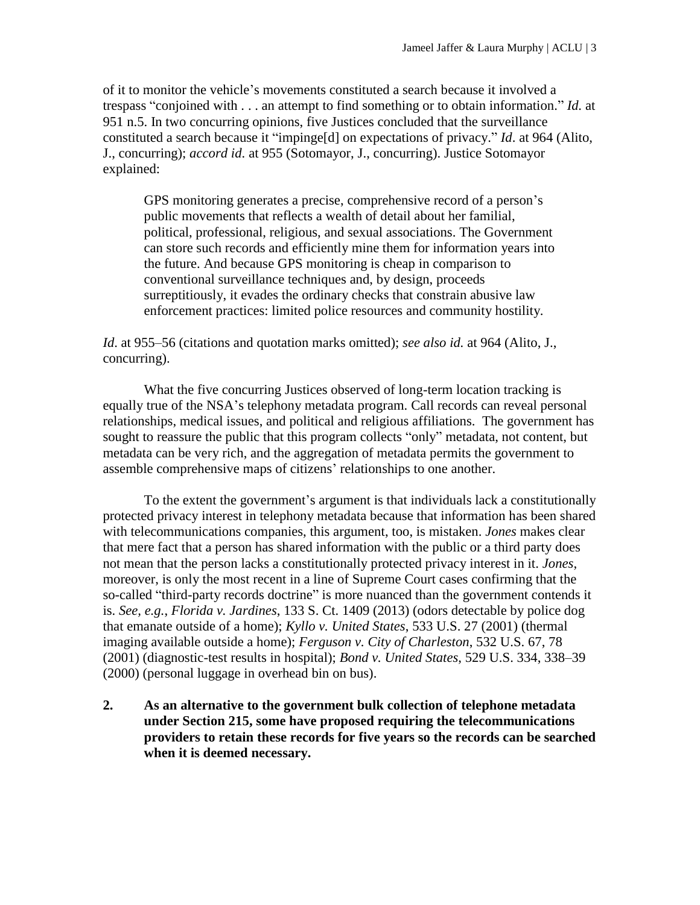of it to monitor the vehicle's movements constituted a search because it involved a trespass "conjoined with . . . an attempt to find something or to obtain information." *Id.* at 951 n.5. In two concurring opinions, five Justices concluded that the surveillance constituted a search because it "impinge[d] on expectations of privacy." *Id*. at 964 (Alito, J., concurring); *accord id.* at 955 (Sotomayor, J., concurring). Justice Sotomayor explained:

> GPS monitoring generates a precise, comprehensive record of a person's public movements that reflects a wealth of detail about her familial, political, professional, religious, and sexual associations. The Government can store such records and efficiently mine them for information years into the future. And because GPS monitoring is cheap in comparison to conventional surveillance techniques and, by design, proceeds surreptitiously, it evades the ordinary checks that constrain abusive law enforcement practices: limited police resources and community hostility.

*Id*. at 955–56 (citations and quotation marks omitted); *see also id.* at 964 (Alito, J., concurring).

What the five concurring Justices observed of long-term location tracking is equally true of the NSA's telephony metadata program. Call records can reveal personal relationships, medical issues, and political and religious affiliations. The government has sought to reassure the public that this program collects "only" metadata, not content, but metadata can be very rich, and the aggregation of metadata permits the government to assemble comprehensive maps of citizens' relationships to one another.

To the extent the government's argument is that individuals lack a constitutionally protected privacy interest in telephony metadata because that information has been shared with telecommunications companies, this argument, too, is mistaken. *Jones* makes clear that mere fact that a person has shared information with the public or a third party does not mean that the person lacks a constitutionally protected privacy interest in it. *Jones*, moreover, is only the most recent in a line of Supreme Court cases confirming that the so-called "third-party records doctrine" is more nuanced than the government contends it is. *See, e.g.*, *Florida v. Jardines*, 133 S. Ct. 1409 (2013) (odors detectable by police dog that emanate outside of a home); *Kyllo v. United States*, 533 U.S. 27 (2001) (thermal imaging available outside a home); *Ferguson v. City of Charleston*, 532 U.S. 67, 78 (2001) (diagnostic-test results in hospital); *Bond v. United States*, 529 U.S. 334, 338–39 (2000) (personal luggage in overhead bin on bus).

**2. As an alternative to the government bulk collection of telephone metadata under Section 215, some have proposed requiring the telecommunications providers to retain these records for five years so the records can be searched when it is deemed necessary.**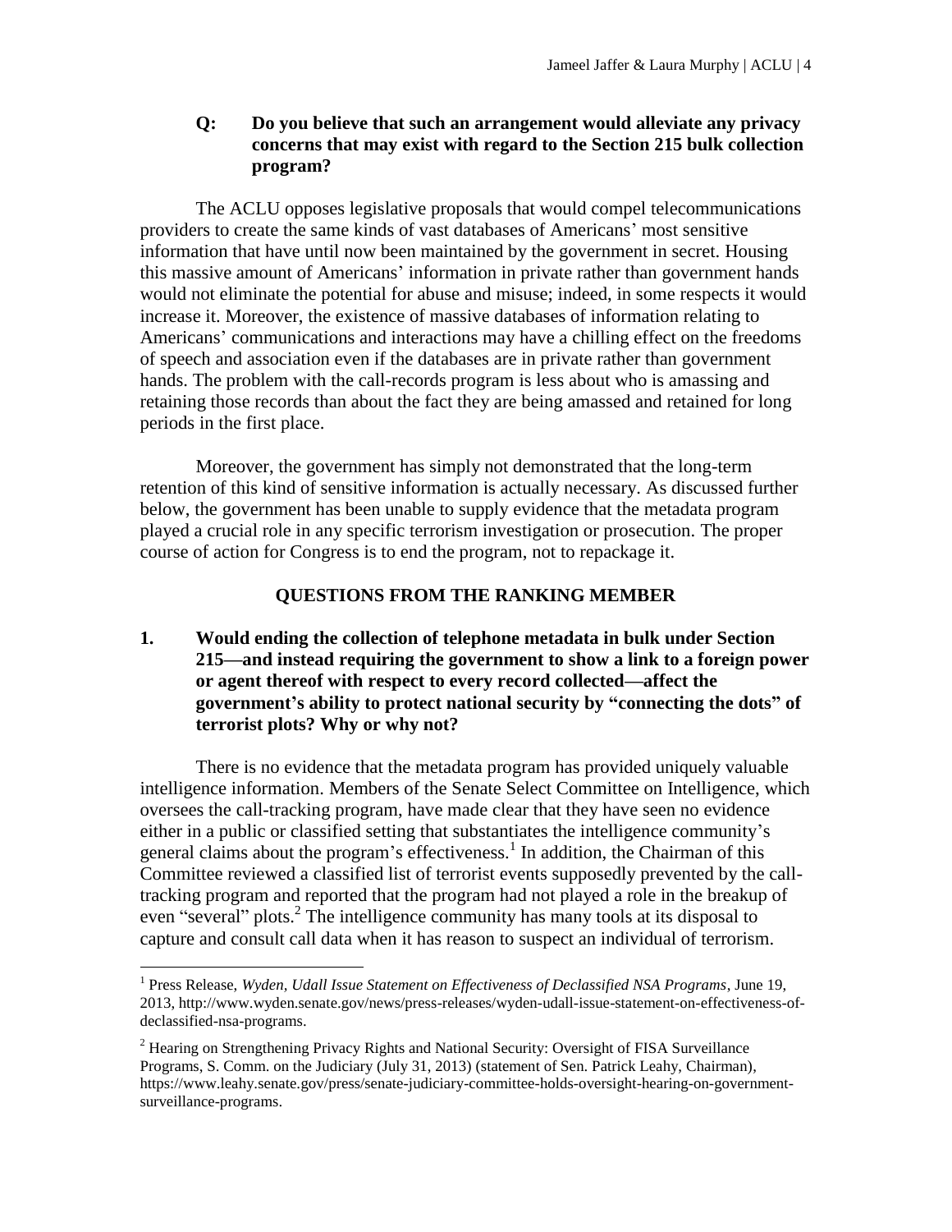**Q: Do you believe that such an arrangement would alleviate any privacy concerns that may exist with regard to the Section 215 bulk collection program?**

The ACLU opposes legislative proposals that would compel telecommunications providers to create the same kinds of vast databases of Americans' most sensitive information that have until now been maintained by the government in secret. Housing this massive amount of Americans' information in private rather than government hands would not eliminate the potential for abuse and misuse; indeed, in some respects it would increase it. Moreover, the existence of massive databases of information relating to Americans' communications and interactions may have a chilling effect on the freedoms of speech and association even if the databases are in private rather than government hands. The problem with the call-records program is less about who is amassing and retaining those records than about the fact they are being amassed and retained for long periods in the first place.

Moreover, the government has simply not demonstrated that the long-term retention of this kind of sensitive information is actually necessary. As discussed further below, the government has been unable to supply evidence that the metadata program played a crucial role in any specific terrorism investigation or prosecution. The proper course of action for Congress is to end the program, not to repackage it.

## QUESTIONS FROM THE RANKING MEMBER

**1. Would ending the collection of telephone metadata in bulk under Section 215—and instead requiring the government to show a link to a foreign power or agent thereof with respect to every record collected—affect the government's ability to protect national security by "connecting the dots" of terrorist plots? Why or why not?**

There is no evidence that the metadata program has provided uniquely valuable intelligence information. Members of the Senate Select Committee on Intelligence, which oversees the call-tracking program, have made clear that they have seen no evidence either in a public or classified setting that substantiates the intelligence community's general claims about the program's effectiveness.[1] In addition, the Chairman of this Committee reviewed a classified list of terrorist events supposedly prevented by the call-tracking program and reported that the program had not played a role in the breakup of even "several" plots.[2] The intelligence community has many tools at its disposal to capture and consult call data when it has reason to suspect an individual of terrorism.

---

[1] Press Release, *Wyden, Udall Issue Statement on Effectiveness of Declassified NSA Programs*, June 19, 2013, http://www.wyden.senate.gov/news/press-releases/wyden-udall-issue-statement-on-effectiveness-of-declassified-nsa-programs.

[2] Hearing on Strengthening Privacy Rights and National Security: Oversight of FISA Surveillance Programs, S. Comm. on the Judiciary (July 31, 2013) (statement of Sen. Patrick Leahy, Chairman), https://www.leahy.senate.gov/press/senate-judiciary-committee-holds-oversight-hearing-on-government-surveillance-programs.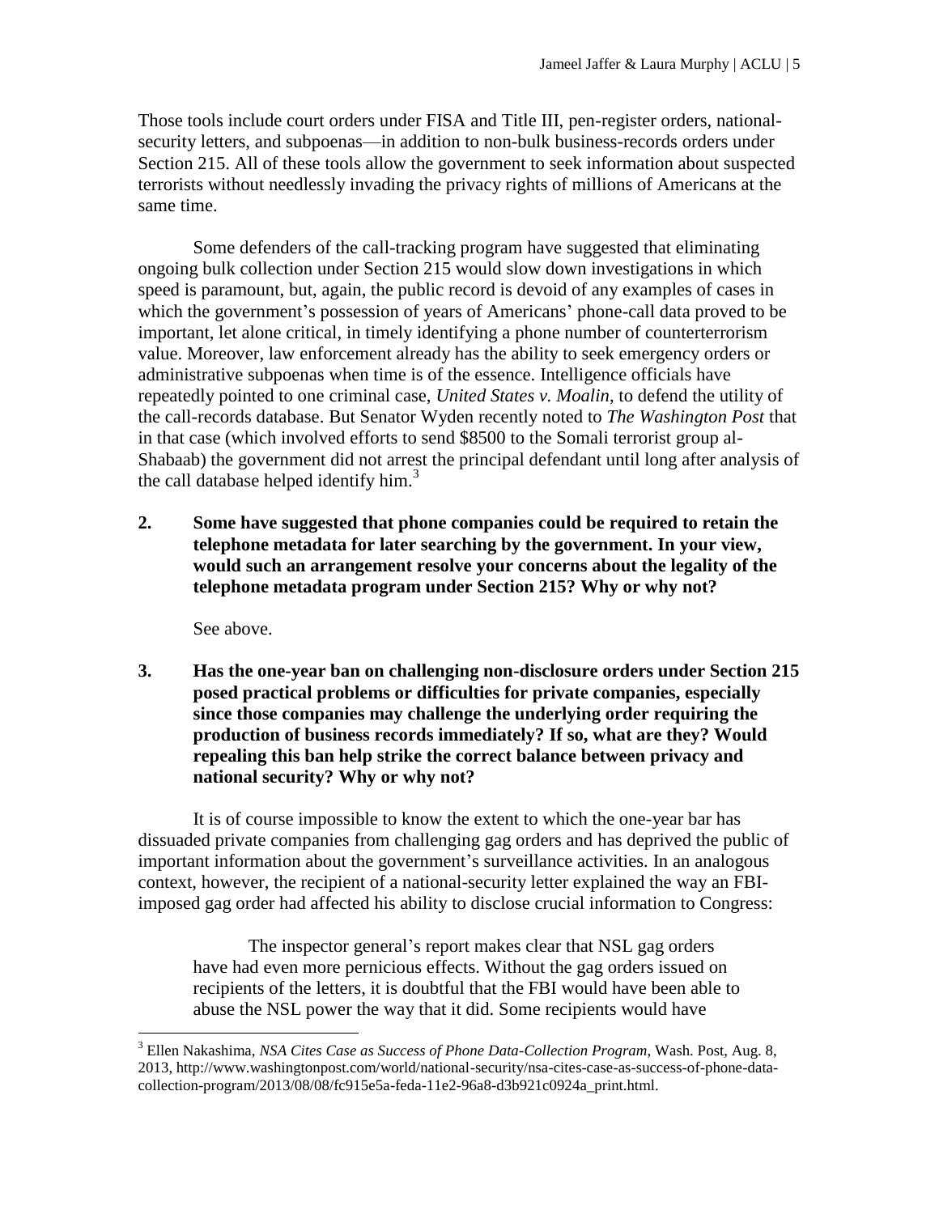Those tools include court orders under FISA and Title III, pen-register orders, national-security letters, and subpoenas—in addition to non-bulk business-records orders under Section 215. All of these tools allow the government to seek information about suspected terrorists without needlessly invading the privacy rights of millions of Americans at the same time.

Some defenders of the call-tracking program have suggested that eliminating ongoing bulk collection under Section 215 would slow down investigations in which speed is paramount, but, again, the public record is devoid of any examples of cases in which the government's possession of years of Americans' phone-call data proved to be important, let alone critical, in timely identifying a phone number of counterterrorism value. Moreover, law enforcement already has the ability to seek emergency orders or administrative subpoenas when time is of the essence. Intelligence officials have repeatedly pointed to one criminal case, *United States v. Moalin*, to defend the utility of the call-records database. But Senator Wyden recently noted to *The Washington Post* that in that case (which involved efforts to send $8500 to the Somali terrorist group al-Shabaab) the government did not arrest the principal defendant until long after analysis of the call database helped identify him.[3]

**2. Some have suggested that phone companies could be required to retain the telephone metadata for later searching by the government. In your view, would such an arrangement resolve your concerns about the legality of the telephone metadata program under Section 215? Why or why not?**

See above.

**3. Has the one-year ban on challenging non-disclosure orders under Section 215 posed practical problems or difficulties for private companies, especially since those companies may challenge the underlying order requiring the production of business records immediately? If so, what are they? Would repealing this ban help strike the correct balance between privacy and national security? Why or why not?**

It is of course impossible to know the extent to which the one-year bar has dissuaded private companies from challenging gag orders and has deprived the public of important information about the government's surveillance activities. In an analogous context, however, the recipient of a national-security letter explained the way an FBI-imposed gag order had affected his ability to disclose crucial information to Congress:

> The inspector general's report makes clear that NSL gag orders have had even more pernicious effects. Without the gag orders issued on recipients of the letters, it is doubtful that the FBI would have been able to abuse the NSL power the way that it did. Some recipients would have

[3] Ellen Nakashima, *NSA Cites Case as Success of Phone Data-Collection Program*, Wash. Post, Aug. 8, 2013, http://www.washingtonpost.com/world/national-security/nsa-cites-case-as-success-of-phone-data-collection-program/2013/08/08/fc915e5a-feda-11e2-96a8-d3b921c0924a_print.html.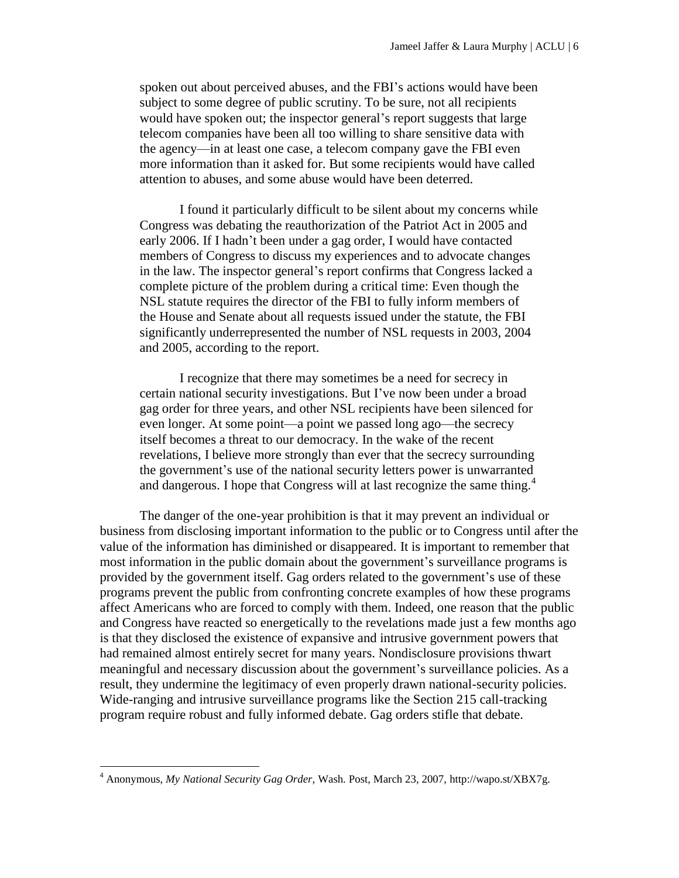> spoken out about perceived abuses, and the FBI's actions would have been subject to some degree of public scrutiny. To be sure, not all recipients would have spoken out; the inspector general's report suggests that large telecom companies have been all too willing to share sensitive data with the agency—in at least one case, a telecom company gave the FBI even more information than it asked for. But some recipients would have called attention to abuses, and some abuse would have been deterred.
>
> I found it particularly difficult to be silent about my concerns while Congress was debating the reauthorization of the Patriot Act in 2005 and early 2006. If I hadn't been under a gag order, I would have contacted members of Congress to discuss my experiences and to advocate changes in the law. The inspector general's report confirms that Congress lacked a complete picture of the problem during a critical time: Even though the NSL statute requires the director of the FBI to fully inform members of the House and Senate about all requests issued under the statute, the FBI significantly underrepresented the number of NSL requests in 2003, 2004 and 2005, according to the report.
>
> I recognize that there may sometimes be a need for secrecy in certain national security investigations. But I've now been under a broad gag order for three years, and other NSL recipients have been silenced for even longer. At some point—a point we passed long ago—the secrecy itself becomes a threat to our democracy. In the wake of the recent revelations, I believe more strongly than ever that the secrecy surrounding the government's use of the national security letters power is unwarranted and dangerous. I hope that Congress will at last recognize the same thing.[4]

The danger of the one-year prohibition is that it may prevent an individual or business from disclosing important information to the public or to Congress until after the value of the information has diminished or disappeared. It is important to remember that most information in the public domain about the government's surveillance programs is provided by the government itself. Gag orders related to the government's use of these programs prevent the public from confronting concrete examples of how these programs affect Americans who are forced to comply with them. Indeed, one reason that the public and Congress have reacted so energetically to the revelations made just a few months ago is that they disclosed the existence of expansive and intrusive government powers that had remained almost entirely secret for many years. Nondisclosure provisions thwart meaningful and necessary discussion about the government's surveillance policies. As a result, they undermine the legitimacy of even properly drawn national-security policies. Wide-ranging and intrusive surveillance programs like the Section 215 call-tracking program require robust and fully informed debate. Gag orders stifle that debate.

---

[4] Anonymous, *My National Security Gag Order*, Wash. Post, March 23, 2007, http://wapo.st/XBX7g.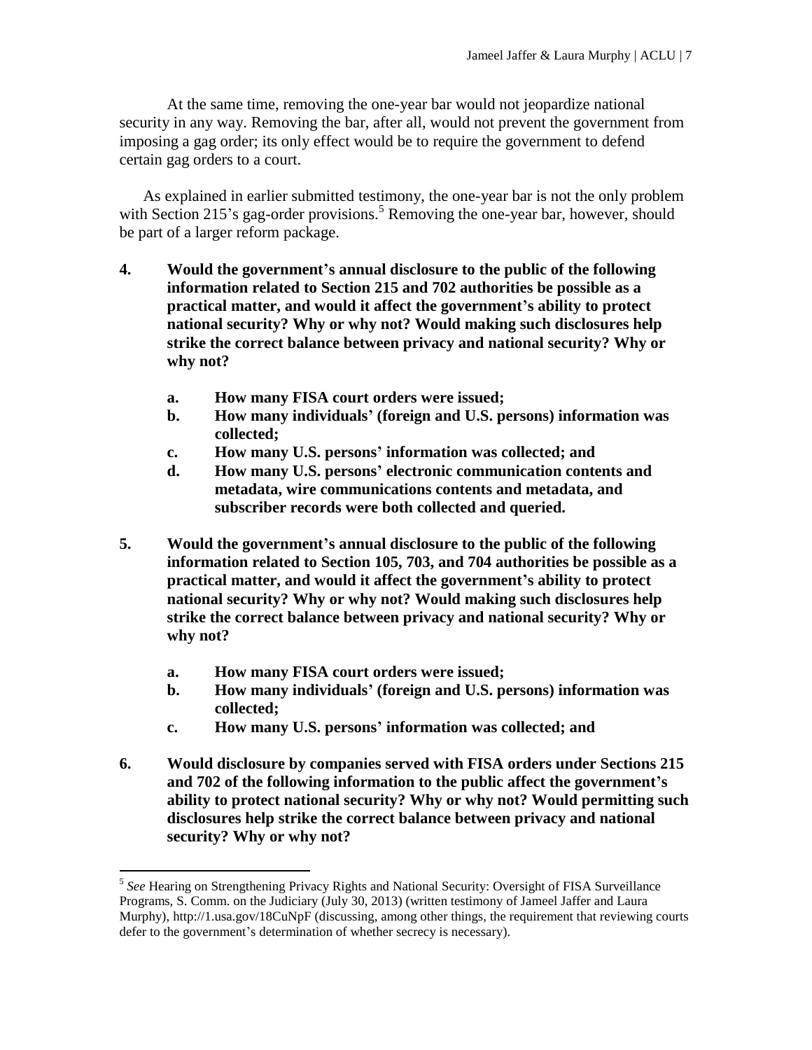At the same time, removing the one-year bar would not jeopardize national security in any way. Removing the bar, after all, would not prevent the government from imposing a gag order; its only effect would be to require the government to defend certain gag orders to a court.

As explained in earlier submitted testimony, the one-year bar is not the only problem with Section 215's gag-order provisions.[5] Removing the one-year bar, however, should be part of a larger reform package.

**4. Would the government's annual disclosure to the public of the following information related to Section 215 and 702 authorities be possible as a practical matter, and would it affect the government's ability to protect national security? Why or why not? Would making such disclosures help strike the correct balance between privacy and national security? Why or why not?**

- **a. How many FISA court orders were issued;**
- **b. How many individuals' (foreign and U.S. persons) information was collected;**
- **c. How many U.S. persons' information was collected; and**
- **d. How many U.S. persons' electronic communication contents and metadata, wire communications contents and metadata, and subscriber records were both collected and queried.**

**5. Would the government's annual disclosure to the public of the following information related to Section 105, 703, and 704 authorities be possible as a practical matter, and would it affect the government's ability to protect national security? Why or why not? Would making such disclosures help strike the correct balance between privacy and national security? Why or why not?**

- **a. How many FISA court orders were issued;**
- **b. How many individuals' (foreign and U.S. persons) information was collected;**
- **c. How many U.S. persons' information was collected; and**

**6. Would disclosure by companies served with FISA orders under Sections 215 and 702 of the following information to the public affect the government's ability to protect national security? Why or why not? Would permitting such disclosures help strike the correct balance between privacy and national security? Why or why not?**

---

[5] *See* Hearing on Strengthening Privacy Rights and National Security: Oversight of FISA Surveillance Programs, S. Comm. on the Judiciary (July 30, 2013) (written testimony of Jameel Jaffer and Laura Murphy), http://1.usa.gov/18CuNpF (discussing, among other things, the requirement that reviewing courts defer to the government's determination of whether secrecy is necessary).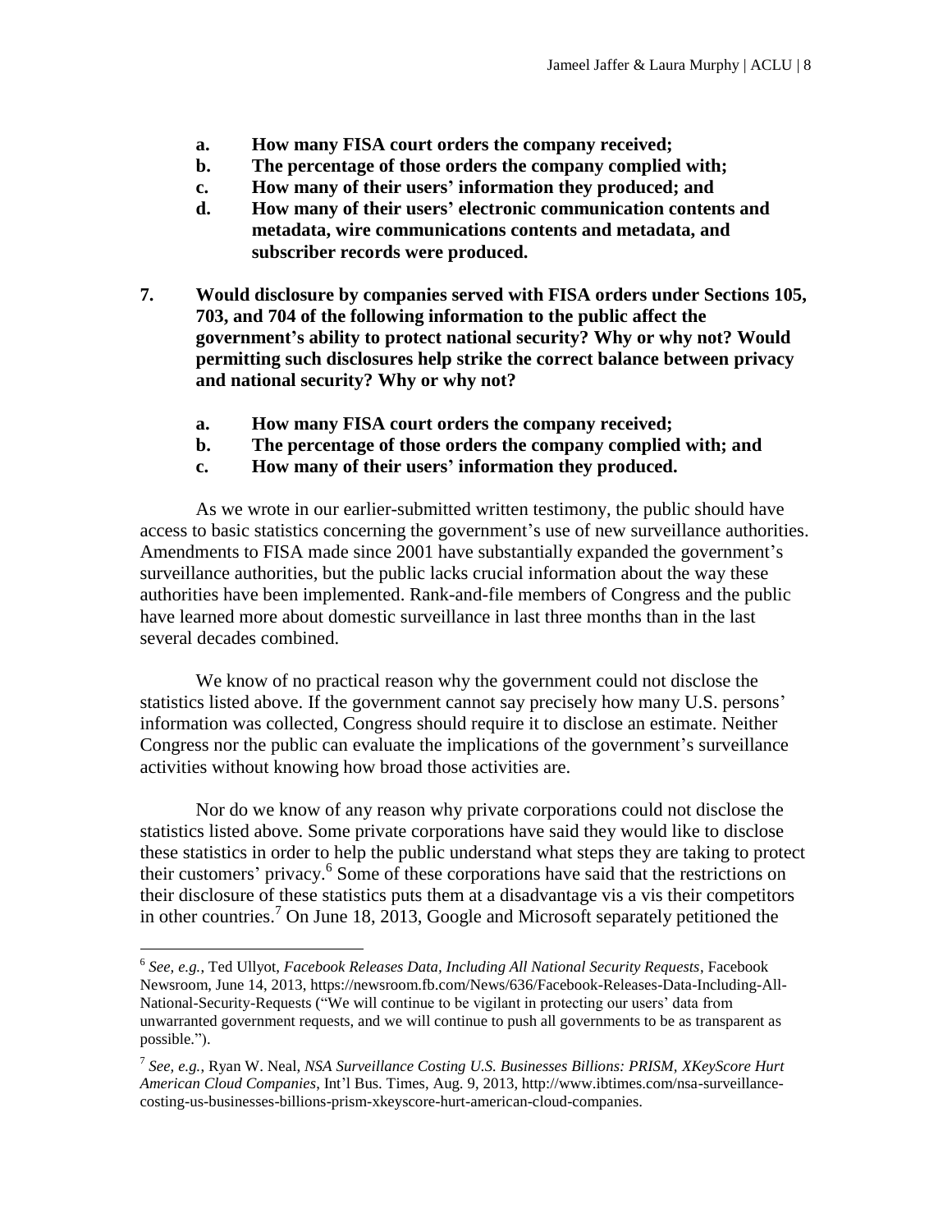- **a. How many FISA court orders the company received;**
- **b. The percentage of those orders the company complied with;**
- **c. How many of their users' information they produced; and**
- **d. How many of their users' electronic communication contents and metadata, wire communications contents and metadata, and subscriber records were produced.**

**7. Would disclosure by companies served with FISA orders under Sections 105, 703, and 704 of the following information to the public affect the government's ability to protect national security? Why or why not? Would permitting such disclosures help strike the correct balance between privacy and national security? Why or why not?**

- **a. How many FISA court orders the company received;**
- **b. The percentage of those orders the company complied with; and**
- **c. How many of their users' information they produced.**

As we wrote in our earlier-submitted written testimony, the public should have access to basic statistics concerning the government's use of new surveillance authorities. Amendments to FISA made since 2001 have substantially expanded the government's surveillance authorities, but the public lacks crucial information about the way these authorities have been implemented. Rank-and-file members of Congress and the public have learned more about domestic surveillance in last three months than in the last several decades combined.

We know of no practical reason why the government could not disclose the statistics listed above. If the government cannot say precisely how many U.S. persons' information was collected, Congress should require it to disclose an estimate. Neither Congress nor the public can evaluate the implications of the government's surveillance activities without knowing how broad those activities are.

Nor do we know of any reason why private corporations could not disclose the statistics listed above. Some private corporations have said they would like to disclose these statistics in order to help the public understand what steps they are taking to protect their customers' privacy.[6] Some of these corporations have said that the restrictions on their disclosure of these statistics puts them at a disadvantage vis a vis their competitors in other countries.[7] On June 18, 2013, Google and Microsoft separately petitioned the

---

[6] *See, e.g.*, Ted Ullyot, *Facebook Releases Data, Including All National Security Requests*, Facebook Newsroom, June 14, 2013, https://newsroom.fb.com/News/636/Facebook-Releases-Data-Including-All-National-Security-Requests ("We will continue to be vigilant in protecting our users' data from unwarranted government requests, and we will continue to push all governments to be as transparent as possible.").

[7] *See, e.g.*, Ryan W. Neal, *NSA Surveillance Costing U.S. Businesses Billions: PRISM, XKeyScore Hurt American Cloud Companies*, Int'l Bus. Times, Aug. 9, 2013, http://www.ibtimes.com/nsa-surveillance-costing-us-businesses-billions-prism-xkeyscore-hurt-american-cloud-companies.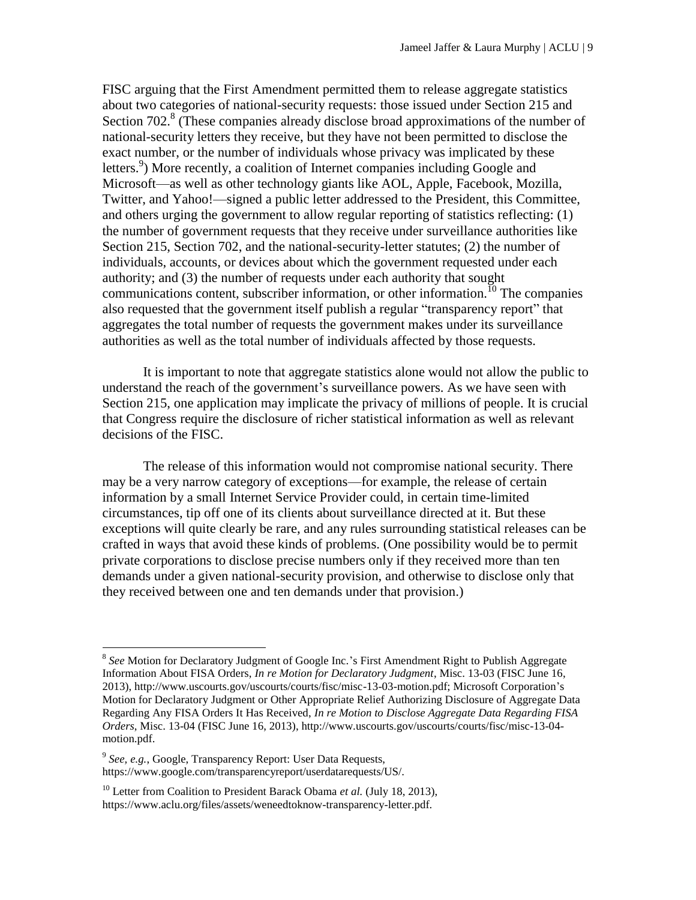FISC arguing that the First Amendment permitted them to release aggregate statistics about two categories of national-security requests: those issued under Section 215 and Section 702.[8] (These companies already disclose broad approximations of the number of national-security letters they receive, but they have not been permitted to disclose the exact number, or the number of individuals whose privacy was implicated by these letters.[9]) More recently, a coalition of Internet companies including Google and Microsoft—as well as other technology giants like AOL, Apple, Facebook, Mozilla, Twitter, and Yahoo!—signed a public letter addressed to the President, this Committee, and others urging the government to allow regular reporting of statistics reflecting: (1) the number of government requests that they receive under surveillance authorities like Section 215, Section 702, and the national-security-letter statutes; (2) the number of individuals, accounts, or devices about which the government requested under each authority; and (3) the number of requests under each authority that sought communications content, subscriber information, or other information.[10] The companies also requested that the government itself publish a regular "transparency report" that aggregates the total number of requests the government makes under its surveillance authorities as well as the total number of individuals affected by those requests.

It is important to note that aggregate statistics alone would not allow the public to understand the reach of the government's surveillance powers. As we have seen with Section 215, one application may implicate the privacy of millions of people. It is crucial that Congress require the disclosure of richer statistical information as well as relevant decisions of the FISC.

The release of this information would not compromise national security. There may be a very narrow category of exceptions—for example, the release of certain information by a small Internet Service Provider could, in certain time-limited circumstances, tip off one of its clients about surveillance directed at it. But these exceptions will quite clearly be rare, and any rules surrounding statistical releases can be crafted in ways that avoid these kinds of problems. (One possibility would be to permit private corporations to disclose precise numbers only if they received more than ten demands under a given national-security provision, and otherwise to disclose only that they received between one and ten demands under that provision.)

---

[8] *See* Motion for Declaratory Judgment of Google Inc.'s First Amendment Right to Publish Aggregate Information About FISA Orders, *In re Motion for Declaratory Judgment*, Misc. 13-03 (FISC June 16, 2013), http://www.uscourts.gov/uscourts/courts/fisc/misc-13-03-motion.pdf; Microsoft Corporation's Motion for Declaratory Judgment or Other Appropriate Relief Authorizing Disclosure of Aggregate Data Regarding Any FISA Orders It Has Received, *In re Motion to Disclose Aggregate Data Regarding FISA Orders*, Misc. 13-04 (FISC June 16, 2013), http://www.uscourts.gov/uscourts/courts/fisc/misc-13-04-motion.pdf.

[9] *See, e.g.*, Google, Transparency Report: User Data Requests, https://www.google.com/transparencyreport/userdatarequests/US/.

[10] Letter from Coalition to President Barack Obama *et al.* (July 18, 2013), https://www.aclu.org/files/assets/weneedtoknow-transparency-letter.pdf.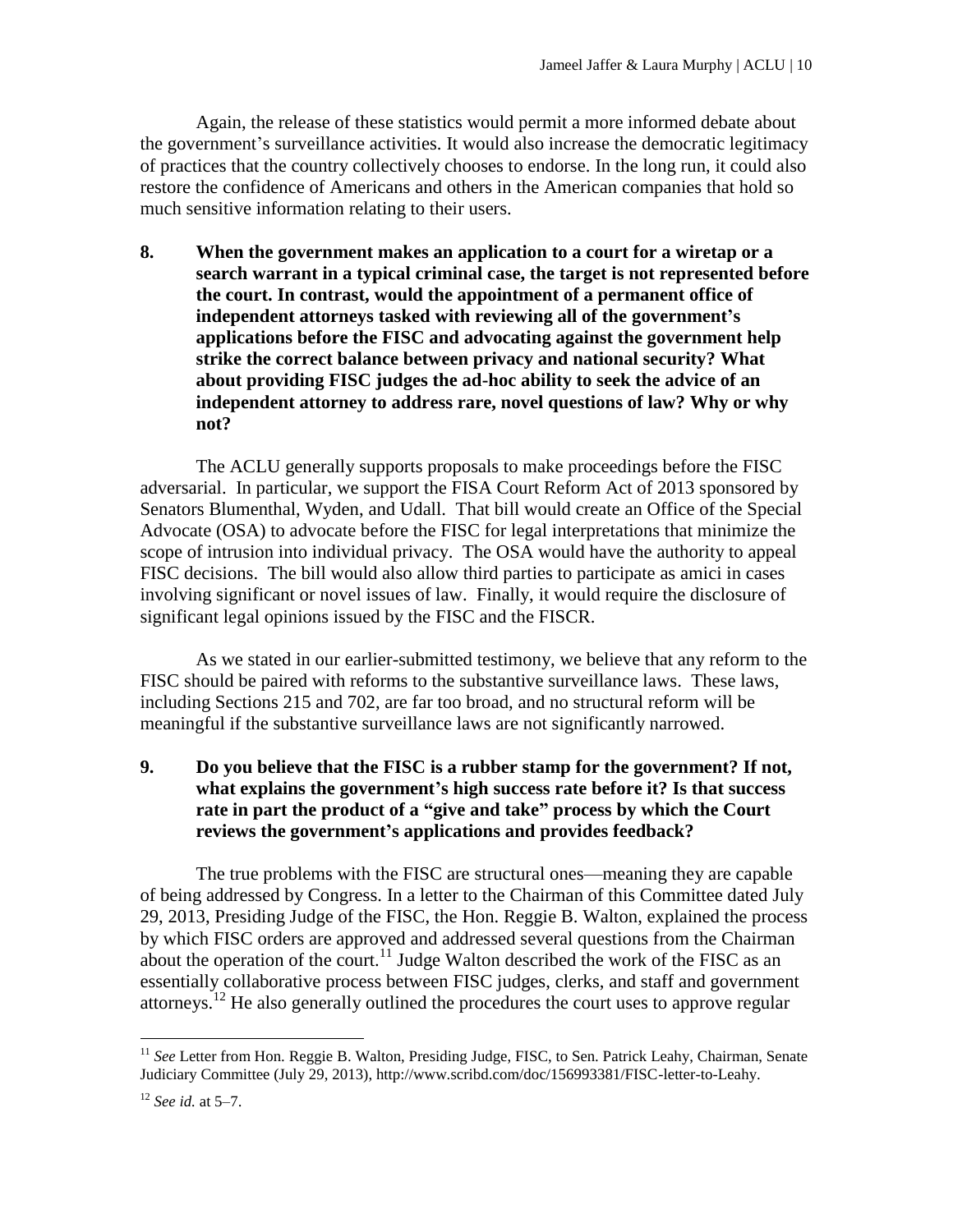Again, the release of these statistics would permit a more informed debate about the government's surveillance activities. It would also increase the democratic legitimacy of practices that the country collectively chooses to endorse. In the long run, it could also restore the confidence of Americans and others in the American companies that hold so much sensitive information relating to their users.

**8. When the government makes an application to a court for a wiretap or a search warrant in a typical criminal case, the target is not represented before the court. In contrast, would the appointment of a permanent office of independent attorneys tasked with reviewing all of the government's applications before the FISC and advocating against the government help strike the correct balance between privacy and national security? What about providing FISC judges the ad-hoc ability to seek the advice of an independent attorney to address rare, novel questions of law? Why or why not?**

The ACLU generally supports proposals to make proceedings before the FISC adversarial. In particular, we support the FISA Court Reform Act of 2013 sponsored by Senators Blumenthal, Wyden, and Udall. That bill would create an Office of the Special Advocate (OSA) to advocate before the FISC for legal interpretations that minimize the scope of intrusion into individual privacy. The OSA would have the authority to appeal FISC decisions. The bill would also allow third parties to participate as amici in cases involving significant or novel issues of law. Finally, it would require the disclosure of significant legal opinions issued by the FISC and the FISCR.

As we stated in our earlier-submitted testimony, we believe that any reform to the FISC should be paired with reforms to the substantive surveillance laws. These laws, including Sections 215 and 702, are far too broad, and no structural reform will be meaningful if the substantive surveillance laws are not significantly narrowed.

**9. Do you believe that the FISC is a rubber stamp for the government? If not, what explains the government's high success rate before it? Is that success rate in part the product of a "give and take" process by which the Court reviews the government's applications and provides feedback?**

The true problems with the FISC are structural ones—meaning they are capable of being addressed by Congress. In a letter to the Chairman of this Committee dated July 29, 2013, Presiding Judge of the FISC, the Hon. Reggie B. Walton, explained the process by which FISC orders are approved and addressed several questions from the Chairman about the operation of the court.[11] Judge Walton described the work of the FISC as an essentially collaborative process between FISC judges, clerks, and staff and government attorneys.[12] He also generally outlined the procedures the court uses to approve regular

---

[11] *See* Letter from Hon. Reggie B. Walton, Presiding Judge, FISC, to Sen. Patrick Leahy, Chairman, Senate Judiciary Committee (July 29, 2013), http://www.scribd.com/doc/156993381/FISC-letter-to-Leahy.

[12] *See id.* at 5–7.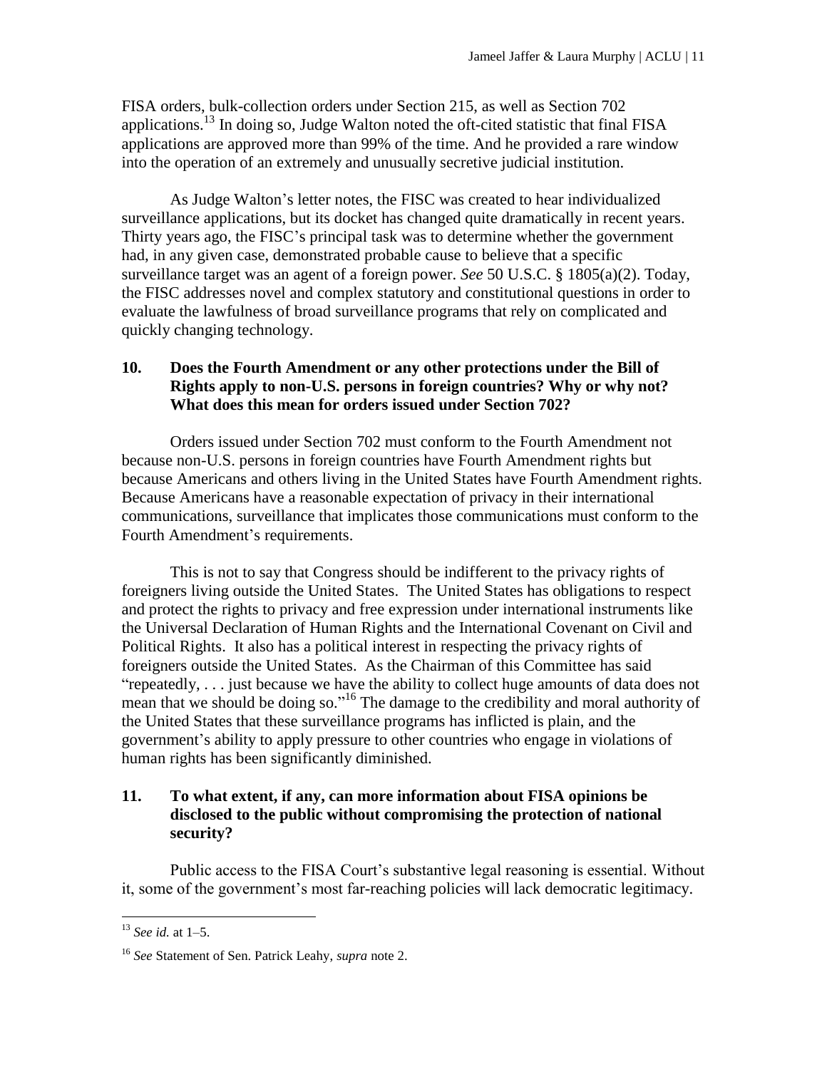FISA orders, bulk-collection orders under Section 215, as well as Section 702 applications.[13] In doing so, Judge Walton noted the oft-cited statistic that final FISA applications are approved more than 99% of the time. And he provided a rare window into the operation of an extremely and unusually secretive judicial institution.

As Judge Walton's letter notes, the FISC was created to hear individualized surveillance applications, but its docket has changed quite dramatically in recent years. Thirty years ago, the FISC's principal task was to determine whether the government had, in any given case, demonstrated probable cause to believe that a specific surveillance target was an agent of a foreign power. *See* 50 U.S.C. § 1805(a)(2). Today, the FISC addresses novel and complex statutory and constitutional questions in order to evaluate the lawfulness of broad surveillance programs that rely on complicated and quickly changing technology.

### 10. Does the Fourth Amendment or any other protections under the Bill of Rights apply to non-U.S. persons in foreign countries? Why or why not? What does this mean for orders issued under Section 702?

Orders issued under Section 702 must conform to the Fourth Amendment not because non-U.S. persons in foreign countries have Fourth Amendment rights but because Americans and others living in the United States have Fourth Amendment rights. Because Americans have a reasonable expectation of privacy in their international communications, surveillance that implicates those communications must conform to the Fourth Amendment's requirements.

This is not to say that Congress should be indifferent to the privacy rights of foreigners living outside the United States. The United States has obligations to respect and protect the rights to privacy and free expression under international instruments like the Universal Declaration of Human Rights and the International Covenant on Civil and Political Rights. It also has a political interest in respecting the privacy rights of foreigners outside the United States. As the Chairman of this Committee has said "repeatedly, . . . just because we have the ability to collect huge amounts of data does not mean that we should be doing so."[16] The damage to the credibility and moral authority of the United States that these surveillance programs has inflicted is plain, and the government's ability to apply pressure to other countries who engage in violations of human rights has been significantly diminished.

### 11. To what extent, if any, can more information about FISA opinions be disclosed to the public without compromising the protection of national security?

Public access to the FISA Court's substantive legal reasoning is essential. Without it, some of the government's most far-reaching policies will lack democratic legitimacy.

---

[13] *See id.* at 1–5.

[16] *See* Statement of Sen. Patrick Leahy, *supra* note 2.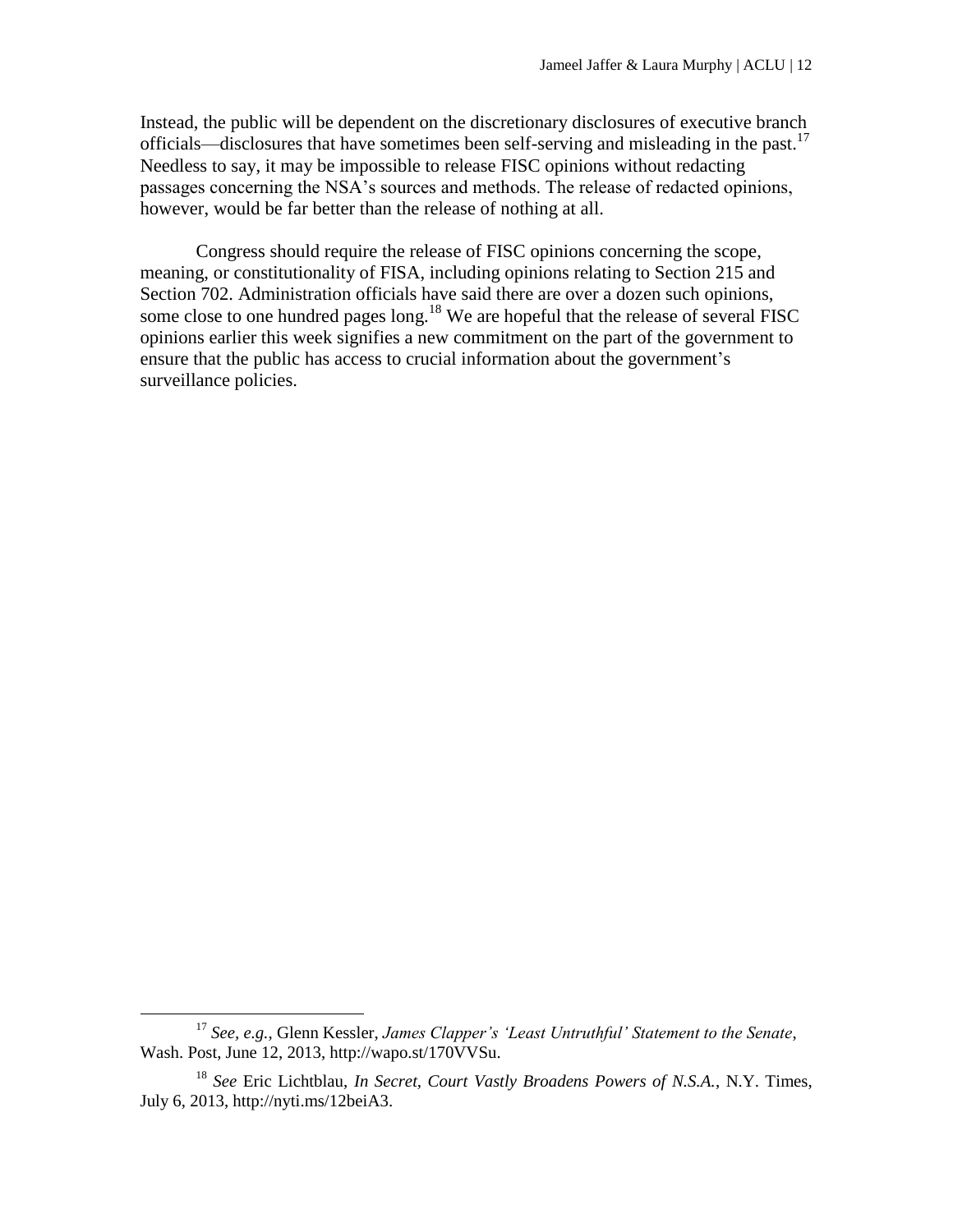Instead, the public will be dependent on the discretionary disclosures of executive branch officials—disclosures that have sometimes been self-serving and misleading in the past.[17] Needless to say, it may be impossible to release FISC opinions without redacting passages concerning the NSA's sources and methods. The release of redacted opinions, however, would be far better than the release of nothing at all.

Congress should require the release of FISC opinions concerning the scope, meaning, or constitutionality of FISA, including opinions relating to Section 215 and Section 702. Administration officials have said there are over a dozen such opinions, some close to one hundred pages long.[18] We are hopeful that the release of several FISC opinions earlier this week signifies a new commitment on the part of the government to ensure that the public has access to crucial information about the government's surveillance policies.

---

[17] *See, e.g.*, Glenn Kessler, *James Clapper's 'Least Untruthful' Statement to the Senate*, Wash. Post, June 12, 2013, http://wapo.st/170VVSu.

[18] *See* Eric Lichtblau, *In Secret, Court Vastly Broadens Powers of N.S.A.*, N.Y. Times, July 6, 2013, http://nyti.ms/12beiA3.